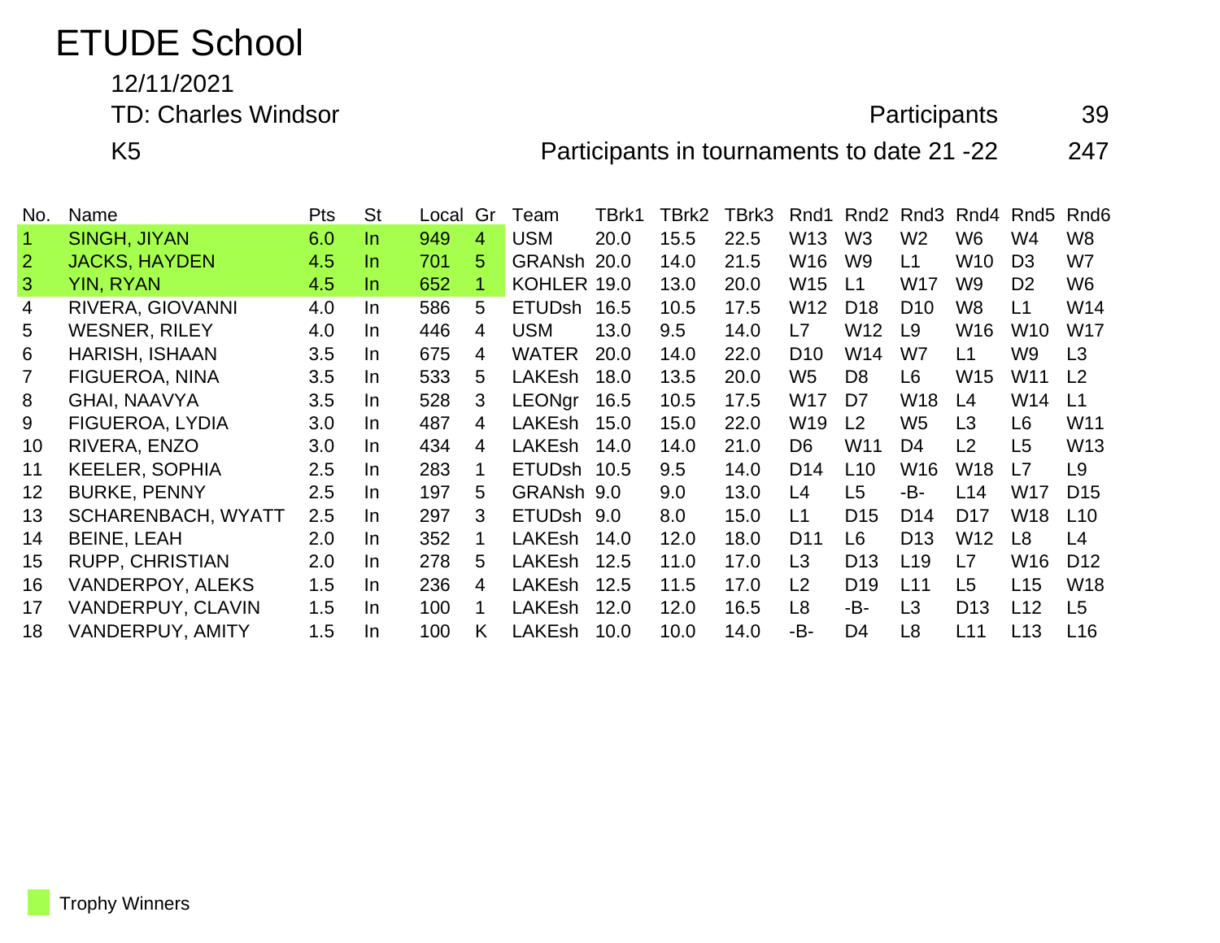# ETUDE School

12/11/2021

TD: Charles Windsor — Participants 39

K5 — Participants in tournaments to date 21 -22 247

| No. | Name | Pts | St | Local | Gr | Team | TBrk1 | TBrk2 | TBrk3 | Rnd1 | Rnd2 | Rnd3 | Rnd4 | Rnd5 | Rnd6 |
|---|---|---|---|---|---|---|---|---|---|---|---|---|---|---|---|
| 1 | SINGH, JIYAN | 6.0 | In | 949 | 4 | USM | 20.0 | 15.5 | 22.5 | W13 | W3 | W2 | W6 | W4 | W8 |
| 2 | JACKS, HAYDEN | 4.5 | In | 701 | 5 | GRANsh | 20.0 | 14.0 | 21.5 | W16 | W9 | L1 | W10 | D3 | W7 |
| 3 | YIN, RYAN | 4.5 | In | 652 | 1 | KOHLER | 19.0 | 13.0 | 20.0 | W15 | L1 | W17 | W9 | D2 | W6 |
| 4 | RIVERA, GIOVANNI | 4.0 | In | 586 | 5 | ETUDsh | 16.5 | 10.5 | 17.5 | W12 | D18 | D10 | W8 | L1 | W14 |
| 5 | WESNER, RILEY | 4.0 | In | 446 | 4 | USM | 13.0 | 9.5 | 14.0 | L7 | W12 | L9 | W16 | W10 | W17 |
| 6 | HARISH, ISHAAN | 3.5 | In | 675 | 4 | WATER | 20.0 | 14.0 | 22.0 | D10 | W14 | W7 | L1 | W9 | L3 |
| 7 | FIGUEROA, NINA | 3.5 | In | 533 | 5 | LAKEsh | 18.0 | 13.5 | 20.0 | W5 | D8 | L6 | W15 | W11 | L2 |
| 8 | GHAI, NAAVYA | 3.5 | In | 528 | 3 | LEONgr | 16.5 | 10.5 | 17.5 | W17 | D7 | W18 | L4 | W14 | L1 |
| 9 | FIGUEROA, LYDIA | 3.0 | In | 487 | 4 | LAKEsh | 15.0 | 15.0 | 22.0 | W19 | L2 | W5 | L3 | L6 | W11 |
| 10 | RIVERA, ENZO | 3.0 | In | 434 | 4 | LAKEsh | 14.0 | 14.0 | 21.0 | D6 | W11 | D4 | L2 | L5 | W13 |
| 11 | KEELER, SOPHIA | 2.5 | In | 283 | 1 | ETUDsh | 10.5 | 9.5 | 14.0 | D14 | L10 | W16 | W18 | L7 | L9 |
| 12 | BURKE, PENNY | 2.5 | In | 197 | 5 | GRANsh | 9.0 | 9.0 | 13.0 | L4 | L5 | -B- | L14 | W17 | D15 |
| 13 | SCHARENBACH, WYATT | 2.5 | In | 297 | 3 | ETUDsh | 9.0 | 8.0 | 15.0 | L1 | D15 | D14 | D17 | W18 | L10 |
| 14 | BEINE, LEAH | 2.0 | In | 352 | 1 | LAKEsh | 14.0 | 12.0 | 18.0 | D11 | L6 | D13 | W12 | L8 | L4 |
| 15 | RUPP, CHRISTIAN | 2.0 | In | 278 | 5 | LAKEsh | 12.5 | 11.0 | 17.0 | L3 | D13 | L19 | L7 | W16 | D12 |
| 16 | VANDERPOY, ALEKS | 1.5 | In | 236 | 4 | LAKEsh | 12.5 | 11.5 | 17.0 | L2 | D19 | L11 | L5 | L15 | W18 |
| 17 | VANDERPUY, CLAVIN | 1.5 | In | 100 | 1 | LAKEsh | 12.0 | 12.0 | 16.5 | L8 | -B- | L3 | D13 | L12 | L5 |
| 18 | VANDERPUY, AMITY | 1.5 | In | 100 | K | LAKEsh | 10.0 | 10.0 | 14.0 | -B- | D4 | L8 | L11 | L13 | L16 |

Trophy Winners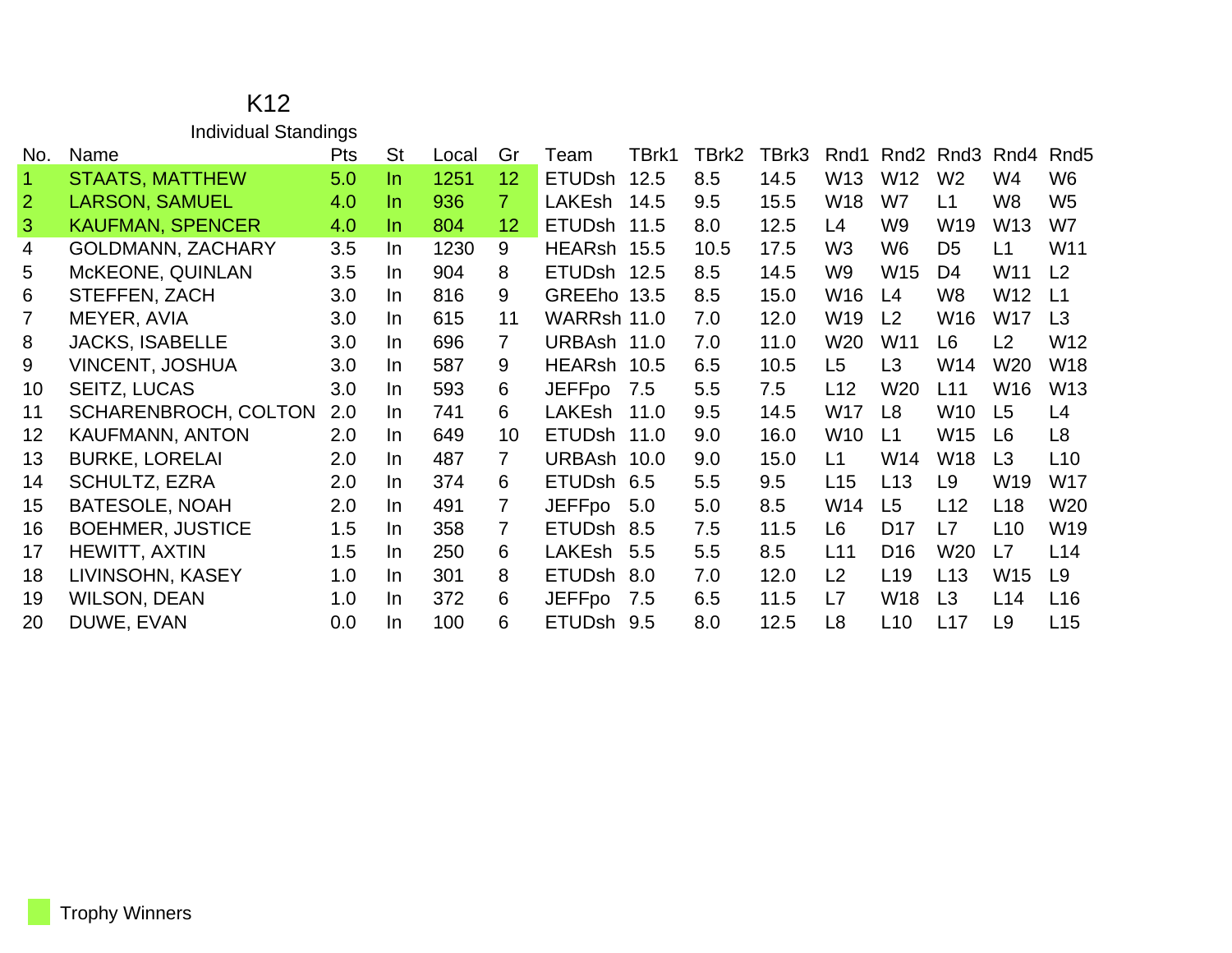# K12

## Individual Standings

| No. | Name | Pts | St | Local | Gr | Team | TBrk1 | TBrk2 | TBrk3 | Rnd1 | Rnd2 | Rnd3 | Rnd4 | Rnd5 |
|---|---|---|---|---|---|---|---|---|---|---|---|---|---|---|
| 1 | STAATS, MATTHEW | 5.0 | In | 1251 | 12 | ETUDsh | 12.5 | 8.5 | 14.5 | W13 | W12 | W2 | W4 | W6 |
| 2 | LARSON, SAMUEL | 4.0 | In | 936 | 7 | LAKEsh | 14.5 | 9.5 | 15.5 | W18 | W7 | L1 | W8 | W5 |
| 3 | KAUFMAN, SPENCER | 4.0 | In | 804 | 12 | ETUDsh | 11.5 | 8.0 | 12.5 | L4 | W9 | W19 | W13 | W7 |
| 4 | GOLDMANN, ZACHARY | 3.5 | In | 1230 | 9 | HEARsh | 15.5 | 10.5 | 17.5 | W3 | W6 | D5 | L1 | W11 |
| 5 | McKEONE, QUINLAN | 3.5 | In | 904 | 8 | ETUDsh | 12.5 | 8.5 | 14.5 | W9 | W15 | D4 | W11 | L2 |
| 6 | STEFFEN, ZACH | 3.0 | In | 816 | 9 | GREEho | 13.5 | 8.5 | 15.0 | W16 | L4 | W8 | W12 | L1 |
| 7 | MEYER, AVIA | 3.0 | In | 615 | 11 | WARRsh | 11.0 | 7.0 | 12.0 | W19 | L2 | W16 | W17 | L3 |
| 8 | JACKS, ISABELLE | 3.0 | In | 696 | 7 | URBAsh | 11.0 | 7.0 | 11.0 | W20 | W11 | L6 | L2 | W12 |
| 9 | VINCENT, JOSHUA | 3.0 | In | 587 | 9 | HEARsh | 10.5 | 6.5 | 10.5 | L5 | L3 | W14 | W20 | W18 |
| 10 | SEITZ, LUCAS | 3.0 | In | 593 | 6 | JEFFpo | 7.5 | 5.5 | 7.5 | L12 | W20 | L11 | W16 | W13 |
| 11 | SCHARENBROCH, COLTON | 2.0 | In | 741 | 6 | LAKEsh | 11.0 | 9.5 | 14.5 | W17 | L8 | W10 | L5 | L4 |
| 12 | KAUFMANN, ANTON | 2.0 | In | 649 | 10 | ETUDsh | 11.0 | 9.0 | 16.0 | W10 | L1 | W15 | L6 | L8 |
| 13 | BURKE, LORELAI | 2.0 | In | 487 | 7 | URBAsh | 10.0 | 9.0 | 15.0 | L1 | W14 | W18 | L3 | L10 |
| 14 | SCHULTZ, EZRA | 2.0 | In | 374 | 6 | ETUDsh | 6.5 | 5.5 | 9.5 | L15 | L13 | L9 | W19 | W17 |
| 15 | BATESOLE, NOAH | 2.0 | In | 491 | 7 | JEFFpo | 5.0 | 5.0 | 8.5 | W14 | L5 | L12 | L18 | W20 |
| 16 | BOEHMER, JUSTICE | 1.5 | In | 358 | 7 | ETUDsh | 8.5 | 7.5 | 11.5 | L6 | D17 | L7 | L10 | W19 |
| 17 | HEWITT, AXTIN | 1.5 | In | 250 | 6 | LAKEsh | 5.5 | 5.5 | 8.5 | L11 | D16 | W20 | L7 | L14 |
| 18 | LIVINSOHN, KASEY | 1.0 | In | 301 | 8 | ETUDsh | 8.0 | 7.0 | 12.0 | L2 | L19 | L13 | W15 | L9 |
| 19 | WILSON, DEAN | 1.0 | In | 372 | 6 | JEFFpo | 7.5 | 6.5 | 11.5 | L7 | W18 | L3 | L14 | L16 |
| 20 | DUWE, EVAN | 0.0 | In | 100 | 6 | ETUDsh | 9.5 | 8.0 | 12.5 | L8 | L10 | L17 | L9 | L15 |

Trophy Winners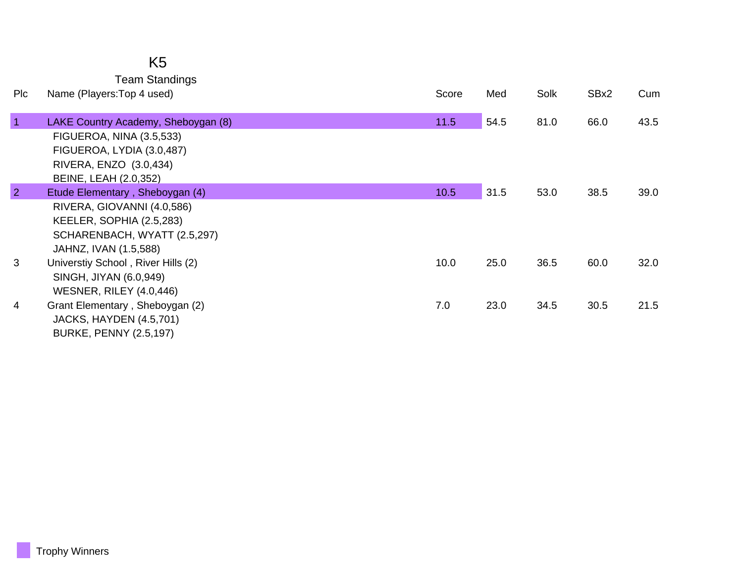# K5

## Team Standings

| Plc | Name (Players:Top 4 used) | Score | Med | Solk | SBx2 | Cum |
|---|---|---|---|---|---|---|
| 1 | LAKE Country Academy, Sheboygan (8) | 11.5 | 54.5 | 81.0 | 66.0 | 43.5 |
| | FIGUEROA, NINA (3.5,533) | | | | | |
| | FIGUEROA, LYDIA (3.0,487) | | | | | |
| | RIVERA, ENZO (3.0,434) | | | | | |
| | BEINE, LEAH (2.0,352) | | | | | |
| 2 | Etude Elementary , Sheboygan (4) | 10.5 | 31.5 | 53.0 | 38.5 | 39.0 |
| | RIVERA, GIOVANNI (4.0,586) | | | | | |
| | KEELER, SOPHIA (2.5,283) | | | | | |
| | SCHARENBACH, WYATT (2.5,297) | | | | | |
| | JAHNZ, IVAN (1.5,588) | | | | | |
| 3 | Universtiy School , River Hills (2) | 10.0 | 25.0 | 36.5 | 60.0 | 32.0 |
| | SINGH, JIYAN (6.0,949) | | | | | |
| | WESNER, RILEY (4.0,446) | | | | | |
| 4 | Grant Elementary , Sheboygan (2) | 7.0 | 23.0 | 34.5 | 30.5 | 21.5 |
| | JACKS, HAYDEN (4.5,701) | | | | | |
| | BURKE, PENNY (2.5,197) | | | | | |

Trophy Winners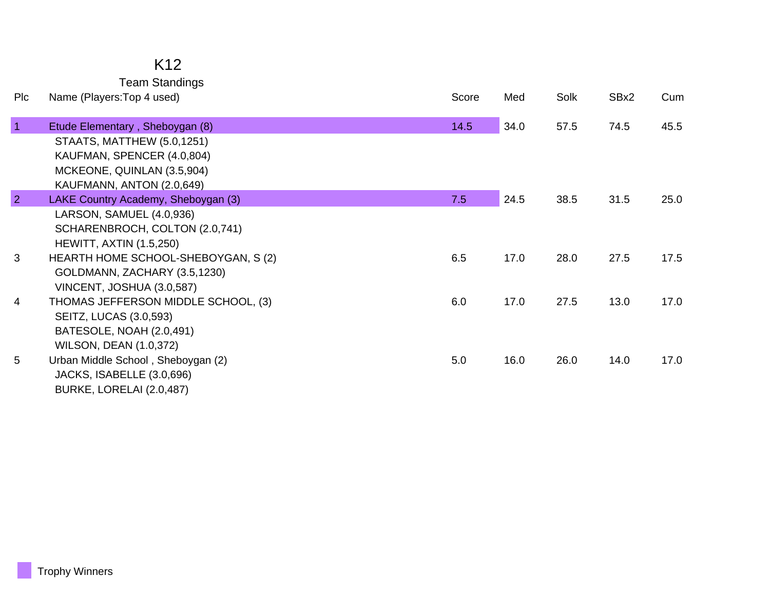# K12

## Team Standings

| Plc | Name (Players:Top 4 used) | Score | Med | Solk | SBx2 | Cum |
|---|---|---|---|---|---|---|
| 1 | Etude Elementary , Sheboygan (8) | 14.5 | 34.0 | 57.5 | 74.5 | 45.5 |
| | STAATS, MATTHEW (5.0,1251) | | | | | |
| | KAUFMAN, SPENCER (4.0,804) | | | | | |
| | MCKEONE, QUINLAN (3.5,904) | | | | | |
| | KAUFMANN, ANTON (2.0,649) | | | | | |
| 2 | LAKE Country Academy, Sheboygan (3) | 7.5 | 24.5 | 38.5 | 31.5 | 25.0 |
| | LARSON, SAMUEL (4.0,936) | | | | | |
| | SCHARENBROCH, COLTON (2.0,741) | | | | | |
| | HEWITT, AXTIN (1.5,250) | | | | | |
| 3 | HEARTH HOME SCHOOL-SHEBOYGAN, S (2) | 6.5 | 17.0 | 28.0 | 27.5 | 17.5 |
| | GOLDMANN, ZACHARY (3.5,1230) | | | | | |
| | VINCENT, JOSHUA (3.0,587) | | | | | |
| 4 | THOMAS JEFFERSON MIDDLE SCHOOL, (3) | 6.0 | 17.0 | 27.5 | 13.0 | 17.0 |
| | SEITZ, LUCAS (3.0,593) | | | | | |
| | BATESOLE, NOAH (2.0,491) | | | | | |
| | WILSON, DEAN (1.0,372) | | | | | |
| 5 | Urban Middle School , Sheboygan (2) | 5.0 | 16.0 | 26.0 | 14.0 | 17.0 |
| | JACKS, ISABELLE (3.0,696) | | | | | |
| | BURKE, LORELAI (2.0,487) | | | | | |

Trophy Winners